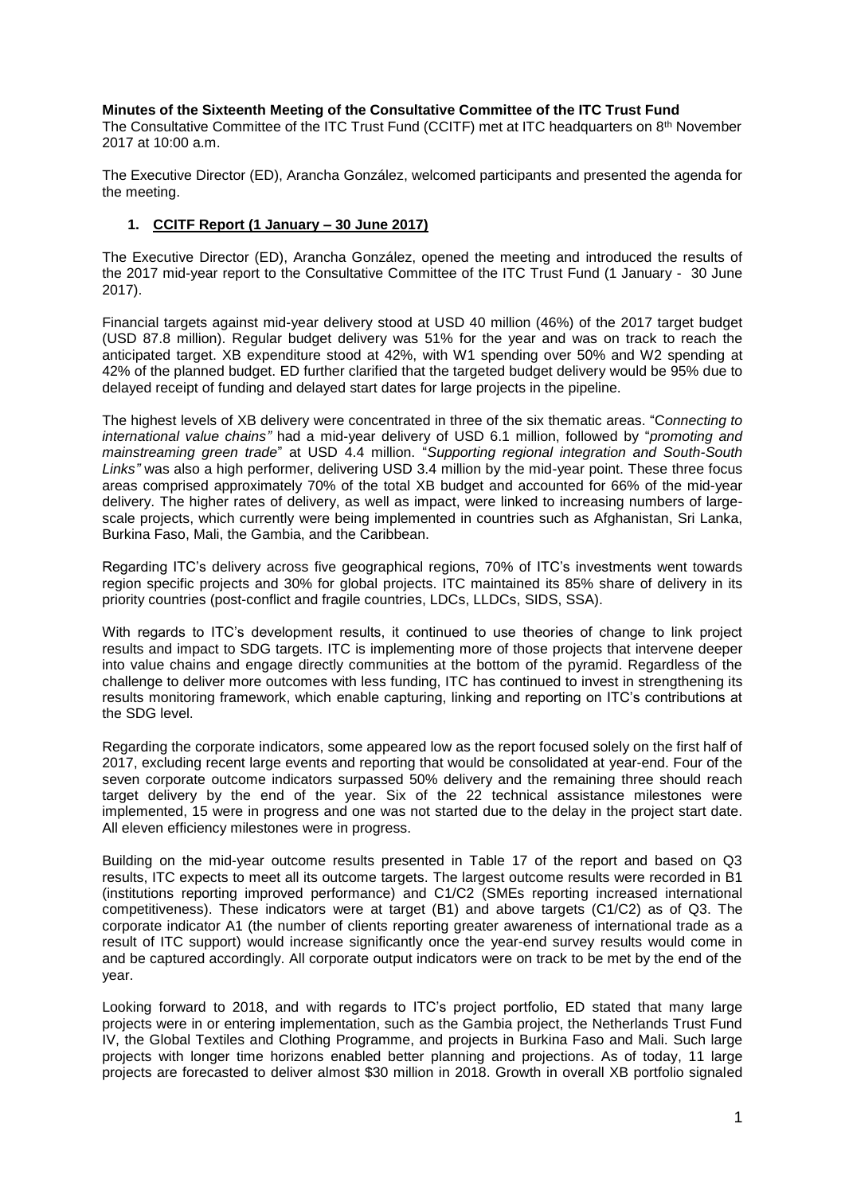**Minutes of the Sixteenth Meeting of the Consultative Committee of the ITC Trust Fund**

The Consultative Committee of the ITC Trust Fund (CCITF) met at ITC headquarters on 8th November 2017 at 10:00 a.m.

The Executive Director (ED), Arancha González, welcomed participants and presented the agenda for the meeting.

1. **CCITF Report (1 January – 30 June 2017)**

The Executive Director (ED), Arancha González, opened the meeting and introduced the results of the 2017 mid-year report to the Consultative Committee of the ITC Trust Fund (1 January - 30 June 2017).

Financial targets against mid-year delivery stood at USD 40 million (46%) of the 2017 target budget (USD 87.8 million). Regular budget delivery was 51% for the year and was on track to reach the anticipated target. XB expenditure stood at 42%, with W1 spending over 50% and W2 spending at 42% of the planned budget. ED further clarified that the targeted budget delivery would be 95% due to delayed receipt of funding and delayed start dates for large projects in the pipeline.

The highest levels of XB delivery were concentrated in three of the six thematic areas. "*Connecting to international value chains"* had a mid-year delivery of USD 6.1 million, followed by "*promoting and mainstreaming green trade*" at USD 4.4 million. "*Supporting regional integration and South-South Links"* was also a high performer, delivering USD 3.4 million by the mid-year point. These three focus areas comprised approximately 70% of the total XB budget and accounted for 66% of the mid-year delivery. The higher rates of delivery, as well as impact, were linked to increasing numbers of large-scale projects, which currently were being implemented in countries such as Afghanistan, Sri Lanka, Burkina Faso, Mali, the Gambia, and the Caribbean.

Regarding ITC's delivery across five geographical regions, 70% of ITC's investments went towards region specific projects and 30% for global projects. ITC maintained its 85% share of delivery in its priority countries (post-conflict and fragile countries, LDCs, LLDCs, SIDS, SSA).

With regards to ITC's development results, it continued to use theories of change to link project results and impact to SDG targets. ITC is implementing more of those projects that intervene deeper into value chains and engage directly communities at the bottom of the pyramid. Regardless of the challenge to deliver more outcomes with less funding, ITC has continued to invest in strengthening its results monitoring framework, which enable capturing, linking and reporting on ITC's contributions at the SDG level.

Regarding the corporate indicators, some appeared low as the report focused solely on the first half of 2017, excluding recent large events and reporting that would be consolidated at year-end. Four of the seven corporate outcome indicators surpassed 50% delivery and the remaining three should reach target delivery by the end of the year. Six of the 22 technical assistance milestones were implemented, 15 were in progress and one was not started due to the delay in the project start date. All eleven efficiency milestones were in progress.

Building on the mid-year outcome results presented in Table 17 of the report and based on Q3 results, ITC expects to meet all its outcome targets. The largest outcome results were recorded in B1 (institutions reporting improved performance) and C1/C2 (SMEs reporting increased international competitiveness). These indicators were at target (B1) and above targets (C1/C2) as of Q3. The corporate indicator A1 (the number of clients reporting greater awareness of international trade as a result of ITC support) would increase significantly once the year-end survey results would come in and be captured accordingly. All corporate output indicators were on track to be met by the end of the year.

Looking forward to 2018, and with regards to ITC's project portfolio, ED stated that many large projects were in or entering implementation, such as the Gambia project, the Netherlands Trust Fund IV, the Global Textiles and Clothing Programme, and projects in Burkina Faso and Mali. Such large projects with longer time horizons enabled better planning and projections. As of today, 11 large projects are forecasted to deliver almost $30 million in 2018. Growth in overall XB portfolio signaled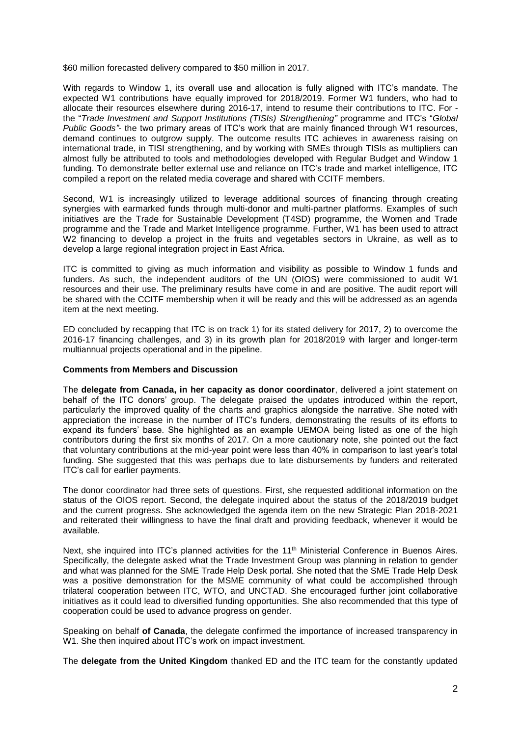$60 million forecasted delivery compared to $50 million in 2017.

With regards to Window 1, its overall use and allocation is fully aligned with ITC's mandate. The expected W1 contributions have equally improved for 2018/2019. Former W1 funders, who had to allocate their resources elsewhere during 2016-17, intend to resume their contributions to ITC. For - the "*Trade Investment and Support Institutions (TISIs) Strengthening"* programme and ITC's "*Global Public Goods"*- the two primary areas of ITC's work that are mainly financed through W1 resources, demand continues to outgrow supply. The outcome results ITC achieves in awareness raising on international trade, in TISI strengthening, and by working with SMEs through TISIs as multipliers can almost fully be attributed to tools and methodologies developed with Regular Budget and Window 1 funding. To demonstrate better external use and reliance on ITC's trade and market intelligence, ITC compiled a report on the related media coverage and shared with CCITF members.

Second, W1 is increasingly utilized to leverage additional sources of financing through creating synergies with earmarked funds through multi-donor and multi-partner platforms. Examples of such initiatives are the Trade for Sustainable Development (T4SD) programme, the Women and Trade programme and the Trade and Market Intelligence programme. Further, W1 has been used to attract W2 financing to develop a project in the fruits and vegetables sectors in Ukraine, as well as to develop a large regional integration project in East Africa.

ITC is committed to giving as much information and visibility as possible to Window 1 funds and funders. As such, the independent auditors of the UN (OIOS) were commissioned to audit W1 resources and their use. The preliminary results have come in and are positive. The audit report will be shared with the CCITF membership when it will be ready and this will be addressed as an agenda item at the next meeting.

ED concluded by recapping that ITC is on track 1) for its stated delivery for 2017, 2) to overcome the 2016-17 financing challenges, and 3) in its growth plan for 2018/2019 with larger and longer-term multiannual projects operational and in the pipeline.

**Comments from Members and Discussion**

The **delegate from Canada, in her capacity as donor coordinator**, delivered a joint statement on behalf of the ITC donors' group. The delegate praised the updates introduced within the report, particularly the improved quality of the charts and graphics alongside the narrative. She noted with appreciation the increase in the number of ITC's funders, demonstrating the results of its efforts to expand its funders' base. She highlighted as an example UEMOA being listed as one of the high contributors during the first six months of 2017. On a more cautionary note, she pointed out the fact that voluntary contributions at the mid-year point were less than 40% in comparison to last year's total funding. She suggested that this was perhaps due to late disbursements by funders and reiterated ITC's call for earlier payments.

The donor coordinator had three sets of questions. First, she requested additional information on the status of the OIOS report. Second, the delegate inquired about the status of the 2018/2019 budget and the current progress. She acknowledged the agenda item on the new Strategic Plan 2018-2021 and reiterated their willingness to have the final draft and providing feedback, whenever it would be available.

Next, she inquired into ITC's planned activities for the 11th Ministerial Conference in Buenos Aires. Specifically, the delegate asked what the Trade Investment Group was planning in relation to gender and what was planned for the SME Trade Help Desk portal. She noted that the SME Trade Help Desk was a positive demonstration for the MSME community of what could be accomplished through trilateral cooperation between ITC, WTO, and UNCTAD. She encouraged further joint collaborative initiatives as it could lead to diversified funding opportunities. She also recommended that this type of cooperation could be used to advance progress on gender.

Speaking on behalf **of Canada**, the delegate confirmed the importance of increased transparency in W1. She then inquired about ITC's work on impact investment.

The **delegate from the United Kingdom** thanked ED and the ITC team for the constantly updated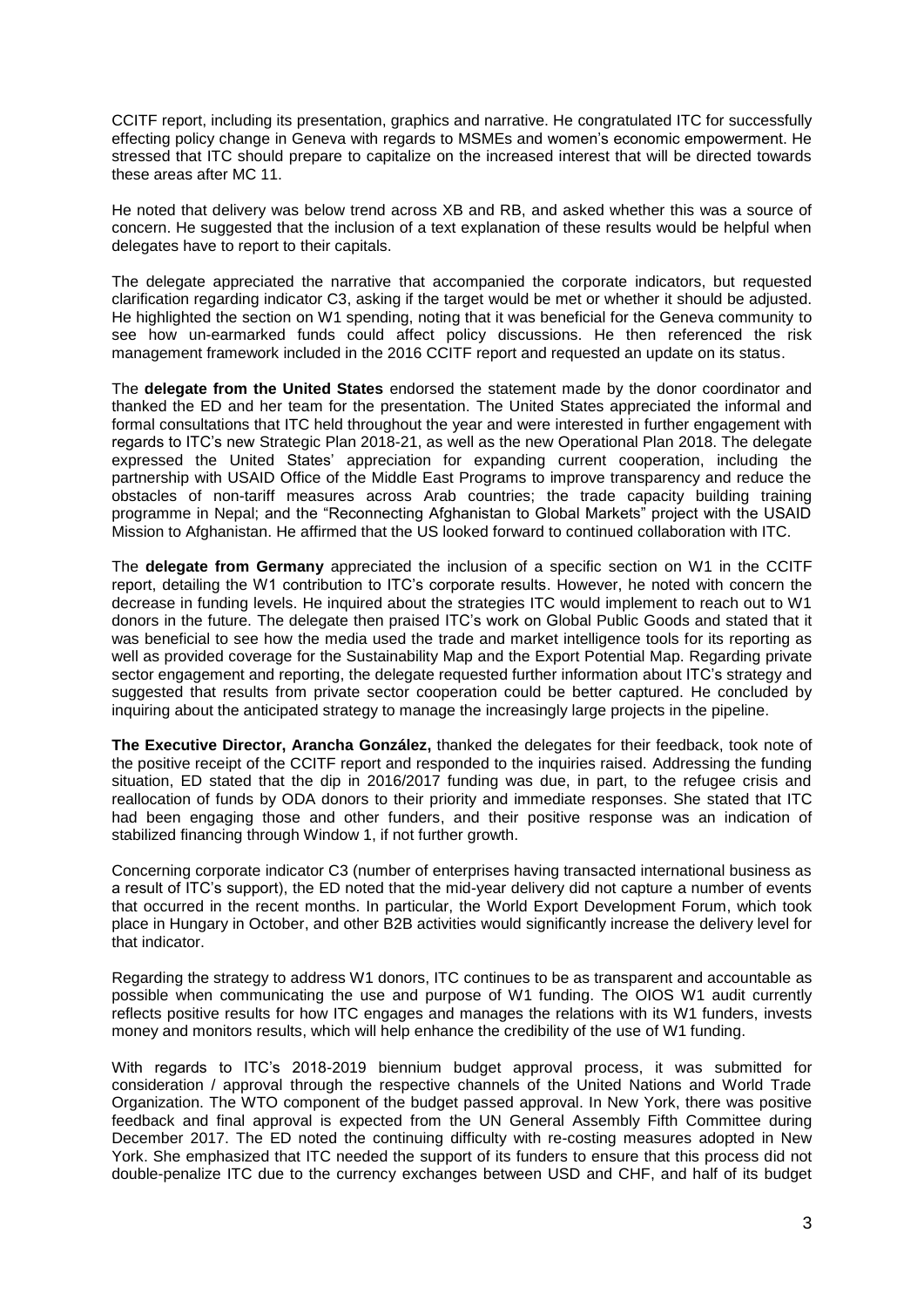CCITF report, including its presentation, graphics and narrative. He congratulated ITC for successfully effecting policy change in Geneva with regards to MSMEs and women's economic empowerment. He stressed that ITC should prepare to capitalize on the increased interest that will be directed towards these areas after MC 11.

He noted that delivery was below trend across XB and RB, and asked whether this was a source of concern. He suggested that the inclusion of a text explanation of these results would be helpful when delegates have to report to their capitals.

The delegate appreciated the narrative that accompanied the corporate indicators, but requested clarification regarding indicator C3, asking if the target would be met or whether it should be adjusted. He highlighted the section on W1 spending, noting that it was beneficial for the Geneva community to see how un-earmarked funds could affect policy discussions. He then referenced the risk management framework included in the 2016 CCITF report and requested an update on its status.

The **delegate from the United States** endorsed the statement made by the donor coordinator and thanked the ED and her team for the presentation. The United States appreciated the informal and formal consultations that ITC held throughout the year and were interested in further engagement with regards to ITC's new Strategic Plan 2018-21, as well as the new Operational Plan 2018. The delegate expressed the United States' appreciation for expanding current cooperation, including the partnership with USAID Office of the Middle East Programs to improve transparency and reduce the obstacles of non-tariff measures across Arab countries; the trade capacity building training programme in Nepal; and the "Reconnecting Afghanistan to Global Markets" project with the USAID Mission to Afghanistan. He affirmed that the US looked forward to continued collaboration with ITC.

The **delegate from Germany** appreciated the inclusion of a specific section on W1 in the CCITF report, detailing the W1 contribution to ITC's corporate results. However, he noted with concern the decrease in funding levels. He inquired about the strategies ITC would implement to reach out to W1 donors in the future. The delegate then praised ITC's work on Global Public Goods and stated that it was beneficial to see how the media used the trade and market intelligence tools for its reporting as well as provided coverage for the Sustainability Map and the Export Potential Map. Regarding private sector engagement and reporting, the delegate requested further information about ITC's strategy and suggested that results from private sector cooperation could be better captured. He concluded by inquiring about the anticipated strategy to manage the increasingly large projects in the pipeline.

**The Executive Director, Arancha González,** thanked the delegates for their feedback, took note of the positive receipt of the CCITF report and responded to the inquiries raised. Addressing the funding situation, ED stated that the dip in 2016/2017 funding was due, in part, to the refugee crisis and reallocation of funds by ODA donors to their priority and immediate responses. She stated that ITC had been engaging those and other funders, and their positive response was an indication of stabilized financing through Window 1, if not further growth.

Concerning corporate indicator C3 (number of enterprises having transacted international business as a result of ITC's support), the ED noted that the mid-year delivery did not capture a number of events that occurred in the recent months. In particular, the World Export Development Forum, which took place in Hungary in October, and other B2B activities would significantly increase the delivery level for that indicator.

Regarding the strategy to address W1 donors, ITC continues to be as transparent and accountable as possible when communicating the use and purpose of W1 funding. The OIOS W1 audit currently reflects positive results for how ITC engages and manages the relations with its W1 funders, invests money and monitors results, which will help enhance the credibility of the use of W1 funding.

With regards to ITC's 2018-2019 biennium budget approval process, it was submitted for consideration / approval through the respective channels of the United Nations and World Trade Organization. The WTO component of the budget passed approval. In New York, there was positive feedback and final approval is expected from the UN General Assembly Fifth Committee during December 2017. The ED noted the continuing difficulty with re-costing measures adopted in New York. She emphasized that ITC needed the support of its funders to ensure that this process did not double-penalize ITC due to the currency exchanges between USD and CHF, and half of its budget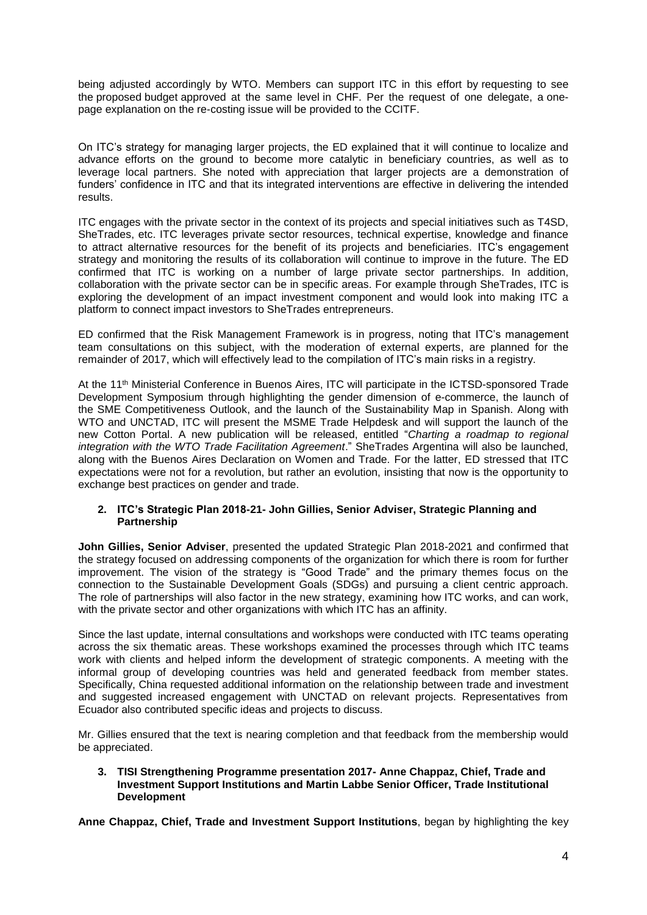being adjusted accordingly by WTO. Members can support ITC in this effort by requesting to see the proposed budget approved at the same level in CHF. Per the request of one delegate, a one-page explanation on the re-costing issue will be provided to the CCITF.

On ITC's strategy for managing larger projects, the ED explained that it will continue to localize and advance efforts on the ground to become more catalytic in beneficiary countries, as well as to leverage local partners. She noted with appreciation that larger projects are a demonstration of funders' confidence in ITC and that its integrated interventions are effective in delivering the intended results.

ITC engages with the private sector in the context of its projects and special initiatives such as T4SD, SheTrades, etc. ITC leverages private sector resources, technical expertise, knowledge and finance to attract alternative resources for the benefit of its projects and beneficiaries. ITC's engagement strategy and monitoring the results of its collaboration will continue to improve in the future. The ED confirmed that ITC is working on a number of large private sector partnerships. In addition, collaboration with the private sector can be in specific areas. For example through SheTrades, ITC is exploring the development of an impact investment component and would look into making ITC a platform to connect impact investors to SheTrades entrepreneurs.

ED confirmed that the Risk Management Framework is in progress, noting that ITC's management team consultations on this subject, with the moderation of external experts, are planned for the remainder of 2017, which will effectively lead to the compilation of ITC's main risks in a registry.

At the 11th Ministerial Conference in Buenos Aires, ITC will participate in the ICTSD-sponsored Trade Development Symposium through highlighting the gender dimension of e-commerce, the launch of the SME Competitiveness Outlook, and the launch of the Sustainability Map in Spanish. Along with WTO and UNCTAD, ITC will present the MSME Trade Helpdesk and will support the launch of the new Cotton Portal. A new publication will be released, entitled "*Charting a roadmap to regional integration with the WTO Trade Facilitation Agreement*." SheTrades Argentina will also be launched, along with the Buenos Aires Declaration on Women and Trade. For the latter, ED stressed that ITC expectations were not for a revolution, but rather an evolution, insisting that now is the opportunity to exchange best practices on gender and trade.

**2. ITC's Strategic Plan 2018-21- John Gillies, Senior Adviser, Strategic Planning and Partnership**

**John Gillies, Senior Adviser**, presented the updated Strategic Plan 2018-2021 and confirmed that the strategy focused on addressing components of the organization for which there is room for further improvement. The vision of the strategy is "Good Trade" and the primary themes focus on the connection to the Sustainable Development Goals (SDGs) and pursuing a client centric approach. The role of partnerships will also factor in the new strategy, examining how ITC works, and can work, with the private sector and other organizations with which ITC has an affinity.

Since the last update, internal consultations and workshops were conducted with ITC teams operating across the six thematic areas. These workshops examined the processes through which ITC teams work with clients and helped inform the development of strategic components. A meeting with the informal group of developing countries was held and generated feedback from member states. Specifically, China requested additional information on the relationship between trade and investment and suggested increased engagement with UNCTAD on relevant projects. Representatives from Ecuador also contributed specific ideas and projects to discuss.

Mr. Gillies ensured that the text is nearing completion and that feedback from the membership would be appreciated.

**3. TISI Strengthening Programme presentation 2017- Anne Chappaz, Chief, Trade and Investment Support Institutions and Martin Labbe Senior Officer, Trade Institutional Development**

**Anne Chappaz, Chief, Trade and Investment Support Institutions**, began by highlighting the key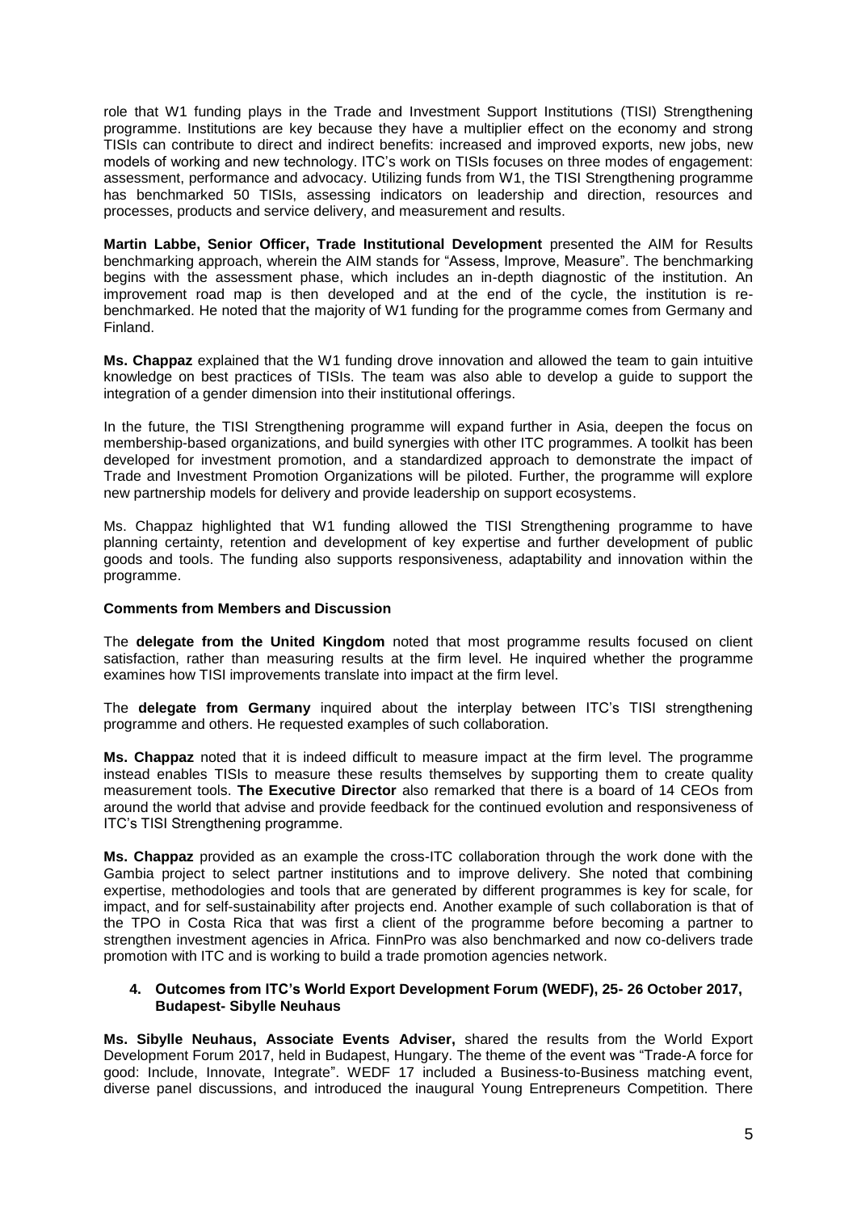role that W1 funding plays in the Trade and Investment Support Institutions (TISI) Strengthening programme. Institutions are key because they have a multiplier effect on the economy and strong TISIs can contribute to direct and indirect benefits: increased and improved exports, new jobs, new models of working and new technology. ITC's work on TISIs focuses on three modes of engagement: assessment, performance and advocacy. Utilizing funds from W1, the TISI Strengthening programme has benchmarked 50 TISIs, assessing indicators on leadership and direction, resources and processes, products and service delivery, and measurement and results.

**Martin Labbe, Senior Officer, Trade Institutional Development** presented the AIM for Results benchmarking approach, wherein the AIM stands for "Assess, Improve, Measure". The benchmarking begins with the assessment phase, which includes an in-depth diagnostic of the institution. An improvement road map is then developed and at the end of the cycle, the institution is re-benchmarked. He noted that the majority of W1 funding for the programme comes from Germany and Finland.

**Ms. Chappaz** explained that the W1 funding drove innovation and allowed the team to gain intuitive knowledge on best practices of TISIs. The team was also able to develop a guide to support the integration of a gender dimension into their institutional offerings.

In the future, the TISI Strengthening programme will expand further in Asia, deepen the focus on membership-based organizations, and build synergies with other ITC programmes. A toolkit has been developed for investment promotion, and a standardized approach to demonstrate the impact of Trade and Investment Promotion Organizations will be piloted. Further, the programme will explore new partnership models for delivery and provide leadership on support ecosystems.

Ms. Chappaz highlighted that W1 funding allowed the TISI Strengthening programme to have planning certainty, retention and development of key expertise and further development of public goods and tools. The funding also supports responsiveness, adaptability and innovation within the programme.

**Comments from Members and Discussion**

The **delegate from the United Kingdom** noted that most programme results focused on client satisfaction, rather than measuring results at the firm level. He inquired whether the programme examines how TISI improvements translate into impact at the firm level.

The **delegate from Germany** inquired about the interplay between ITC's TISI strengthening programme and others. He requested examples of such collaboration.

**Ms. Chappaz** noted that it is indeed difficult to measure impact at the firm level. The programme instead enables TISIs to measure these results themselves by supporting them to create quality measurement tools. **The Executive Director** also remarked that there is a board of 14 CEOs from around the world that advise and provide feedback for the continued evolution and responsiveness of ITC's TISI Strengthening programme.

**Ms. Chappaz** provided as an example the cross-ITC collaboration through the work done with the Gambia project to select partner institutions and to improve delivery. She noted that combining expertise, methodologies and tools that are generated by different programmes is key for scale, for impact, and for self-sustainability after projects end. Another example of such collaboration is that of the TPO in Costa Rica that was first a client of the programme before becoming a partner to strengthen investment agencies in Africa. FinnPro was also benchmarked and now co-delivers trade promotion with ITC and is working to build a trade promotion agencies network.

**4. Outcomes from ITC's World Export Development Forum (WEDF), 25- 26 October 2017, Budapest- Sibylle Neuhaus**

**Ms. Sibylle Neuhaus, Associate Events Adviser,** shared the results from the World Export Development Forum 2017, held in Budapest, Hungary. The theme of the event was "Trade-A force for good: Include, Innovate, Integrate". WEDF 17 included a Business-to-Business matching event, diverse panel discussions, and introduced the inaugural Young Entrepreneurs Competition. There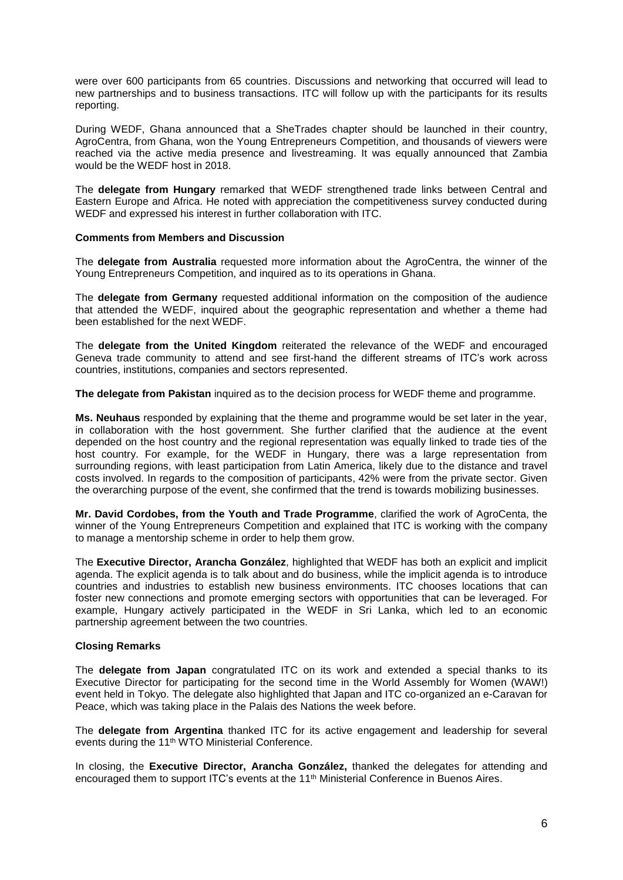were over 600 participants from 65 countries. Discussions and networking that occurred will lead to new partnerships and to business transactions. ITC will follow up with the participants for its results reporting.

During WEDF, Ghana announced that a SheTrades chapter should be launched in their country, AgroCentra, from Ghana, won the Young Entrepreneurs Competition, and thousands of viewers were reached via the active media presence and livestreaming. It was equally announced that Zambia would be the WEDF host in 2018.

The **delegate from Hungary** remarked that WEDF strengthened trade links between Central and Eastern Europe and Africa. He noted with appreciation the competitiveness survey conducted during WEDF and expressed his interest in further collaboration with ITC.

**Comments from Members and Discussion**

The **delegate from Australia** requested more information about the AgroCentra, the winner of the Young Entrepreneurs Competition, and inquired as to its operations in Ghana.

The **delegate from Germany** requested additional information on the composition of the audience that attended the WEDF, inquired about the geographic representation and whether a theme had been established for the next WEDF.

The **delegate from the United Kingdom** reiterated the relevance of the WEDF and encouraged Geneva trade community to attend and see first-hand the different streams of ITC's work across countries, institutions, companies and sectors represented.

**The delegate from Pakistan** inquired as to the decision process for WEDF theme and programme.

**Ms. Neuhaus** responded by explaining that the theme and programme would be set later in the year, in collaboration with the host government. She further clarified that the audience at the event depended on the host country and the regional representation was equally linked to trade ties of the host country. For example, for the WEDF in Hungary, there was a large representation from surrounding regions, with least participation from Latin America, likely due to the distance and travel costs involved. In regards to the composition of participants, 42% were from the private sector. Given the overarching purpose of the event, she confirmed that the trend is towards mobilizing businesses.

**Mr. David Cordobes, from the Youth and Trade Programme**, clarified the work of AgroCenta, the winner of the Young Entrepreneurs Competition and explained that ITC is working with the company to manage a mentorship scheme in order to help them grow.

The **Executive Director, Arancha González**, highlighted that WEDF has both an explicit and implicit agenda. The explicit agenda is to talk about and do business, while the implicit agenda is to introduce countries and industries to establish new business environments. ITC chooses locations that can foster new connections and promote emerging sectors with opportunities that can be leveraged. For example, Hungary actively participated in the WEDF in Sri Lanka, which led to an economic partnership agreement between the two countries.

**Closing Remarks**

The **delegate from Japan** congratulated ITC on its work and extended a special thanks to its Executive Director for participating for the second time in the World Assembly for Women (WAW!) event held in Tokyo. The delegate also highlighted that Japan and ITC co-organized an e-Caravan for Peace, which was taking place in the Palais des Nations the week before.

The **delegate from Argentina** thanked ITC for its active engagement and leadership for several events during the 11th WTO Ministerial Conference.

In closing, the **Executive Director, Arancha González,** thanked the delegates for attending and encouraged them to support ITC's events at the 11th Ministerial Conference in Buenos Aires.